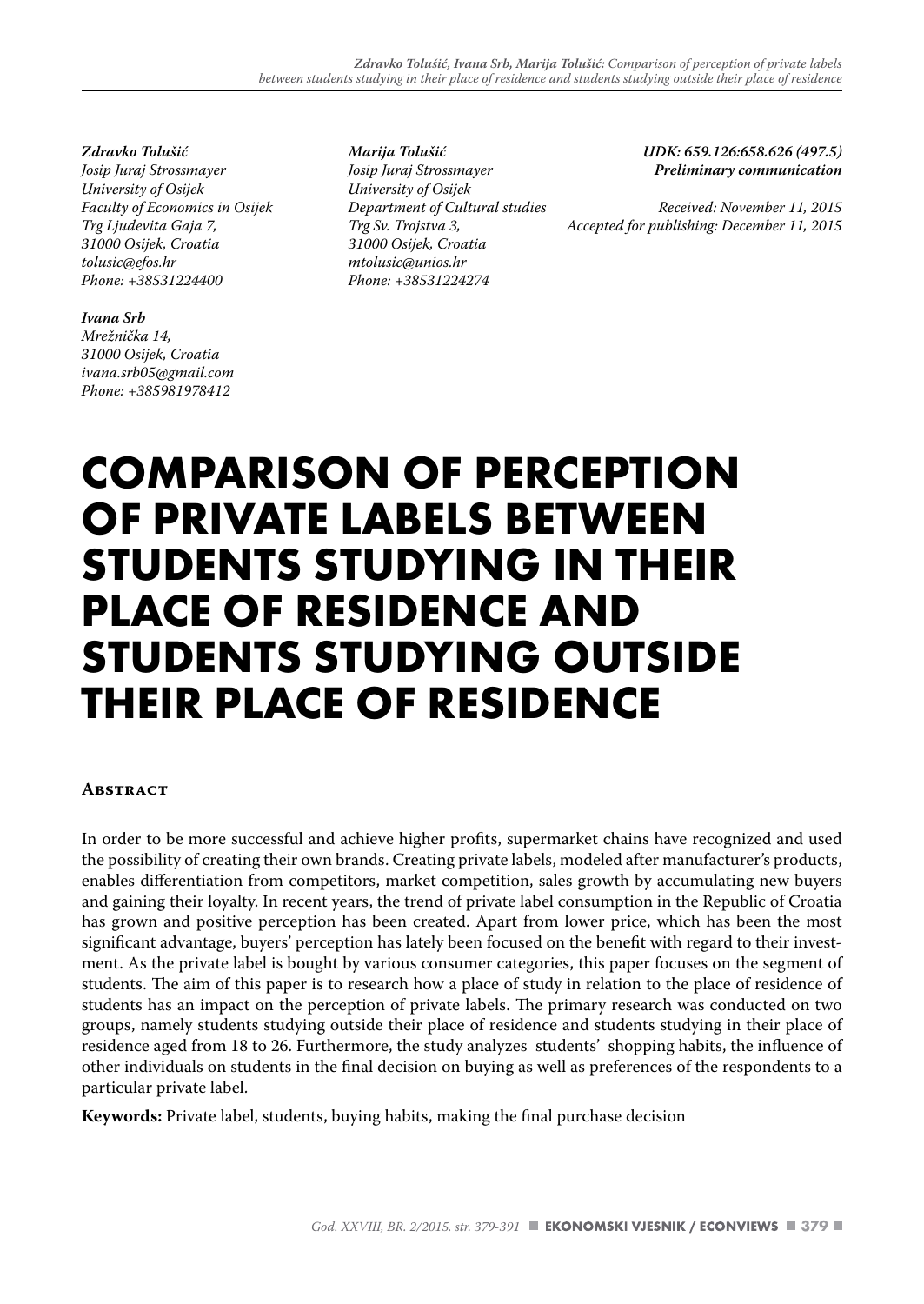*Zdravko Tolušić*
*Josip Juraj Strossmayer*
*University of Osijek*
*Faculty of Economics in Osijek*
*Trg Ljudevita Gaja 7,*
*31000 Osijek, Croatia*
*tolusic@efos.hr*
*Phone: +38531224400*

*Ivana Srb*
*Mrežnička 14,*
*31000 Osijek, Croatia*
*ivana.srb05@gmail.com*
*Phone: +385981978412*

*Marija Tolušić*
*Josip Juraj Strossmayer*
*University of Osijek*
*Department of Cultural studies*
*Trg Sv. Trojstva 3,*
*31000 Osijek, Croatia*
*mtolusic@unios.hr*
*Phone: +38531224274*

***UDK: 659.126:658.626 (497.5)***
***Preliminary communication***

*Received: November 11, 2015*
*Accepted for publishing: December 11, 2015*

# COMPARISON OF PERCEPTION OF PRIVATE LABELS BETWEEN STUDENTS STUDYING IN THEIR PLACE OF RESIDENCE AND STUDENTS STUDYING OUTSIDE THEIR PLACE OF RESIDENCE

## Abstract

In order to be more successful and achieve higher profits, supermarket chains have recognized and used the possibility of creating their own brands. Creating private labels, modeled after manufacturer's products, enables differentiation from competitors, market competition, sales growth by accumulating new buyers and gaining their loyalty. In recent years, the trend of private label consumption in the Republic of Croatia has grown and positive perception has been created. Apart from lower price, which has been the most significant advantage, buyers' perception has lately been focused on the benefit with regard to their investment. As the private label is bought by various consumer categories, this paper focuses on the segment of students. The aim of this paper is to research how a place of study in relation to the place of residence of students has an impact on the perception of private labels. The primary research was conducted on two groups, namely students studying outside their place of residence and students studying in their place of residence aged from 18 to 26. Furthermore, the study analyzes students' shopping habits, the influence of other individuals on students in the final decision on buying as well as preferences of the respondents to a particular private label.

**Keywords:** Private label, students, buying habits, making the final purchase decision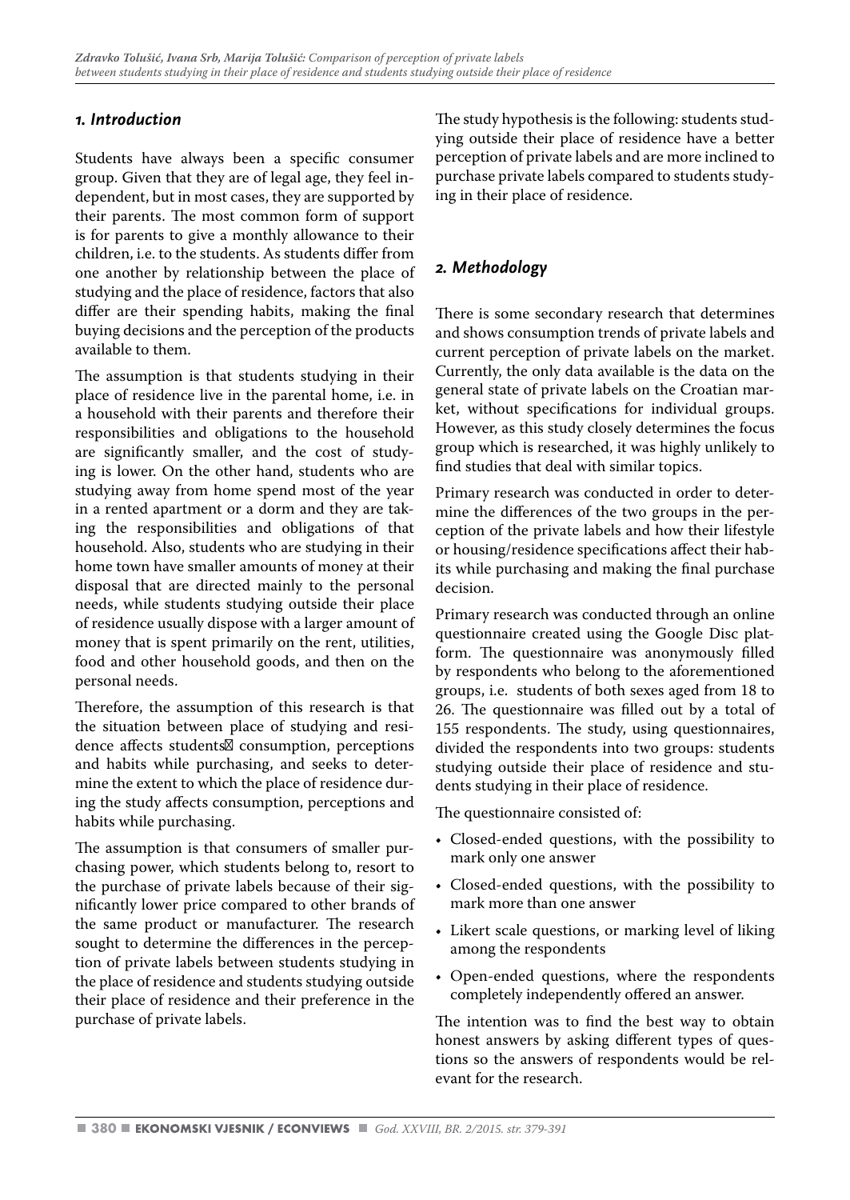## 1. Introduction

Students have always been a specific consumer group. Given that they are of legal age, they feel independent, but in most cases, they are supported by their parents. The most common form of support is for parents to give a monthly allowance to their children, i.e. to the students. As students differ from one another by relationship between the place of studying and the place of residence, factors that also differ are their spending habits, making the final buying decisions and the perception of the products available to them.

The assumption is that students studying in their place of residence live in the parental home, i.e. in a household with their parents and therefore their responsibilities and obligations to the household are significantly smaller, and the cost of studying is lower. On the other hand, students who are studying away from home spend most of the year in a rented apartment or a dorm and they are taking the responsibilities and obligations of that household. Also, students who are studying in their home town have smaller amounts of money at their disposal that are directed mainly to the personal needs, while students studying outside their place of residence usually dispose with a larger amount of money that is spent primarily on the rent, utilities, food and other household goods, and then on the personal needs.

Therefore, the assumption of this research is that the situation between place of studying and residence affects students consumption, perceptions and habits while purchasing, and seeks to determine the extent to which the place of residence during the study affects consumption, perceptions and habits while purchasing.

The assumption is that consumers of smaller purchasing power, which students belong to, resort to the purchase of private labels because of their significantly lower price compared to other brands of the same product or manufacturer. The research sought to determine the differences in the perception of private labels between students studying in the place of residence and students studying outside their place of residence and their preference in the purchase of private labels.

The study hypothesis is the following: students studying outside their place of residence have a better perception of private labels and are more inclined to purchase private labels compared to students studying in their place of residence.

## 2. Methodology

There is some secondary research that determines and shows consumption trends of private labels and current perception of private labels on the market. Currently, the only data available is the data on the general state of private labels on the Croatian market, without specifications for individual groups. However, as this study closely determines the focus group which is researched, it was highly unlikely to find studies that deal with similar topics.

Primary research was conducted in order to determine the differences of the two groups in the perception of the private labels and how their lifestyle or housing/residence specifications affect their habits while purchasing and making the final purchase decision.

Primary research was conducted through an online questionnaire created using the Google Disc platform. The questionnaire was anonymously filled by respondents who belong to the aforementioned groups, i.e. students of both sexes aged from 18 to 26. The questionnaire was filled out by a total of 155 respondents. The study, using questionnaires, divided the respondents into two groups: students studying outside their place of residence and students studying in their place of residence.

The questionnaire consisted of:

- Closed-ended questions, with the possibility to mark only one answer
- Closed-ended questions, with the possibility to mark more than one answer
- Likert scale questions, or marking level of liking among the respondents
- Open-ended questions, where the respondents completely independently offered an answer.

The intention was to find the best way to obtain honest answers by asking different types of questions so the answers of respondents would be relevant for the research.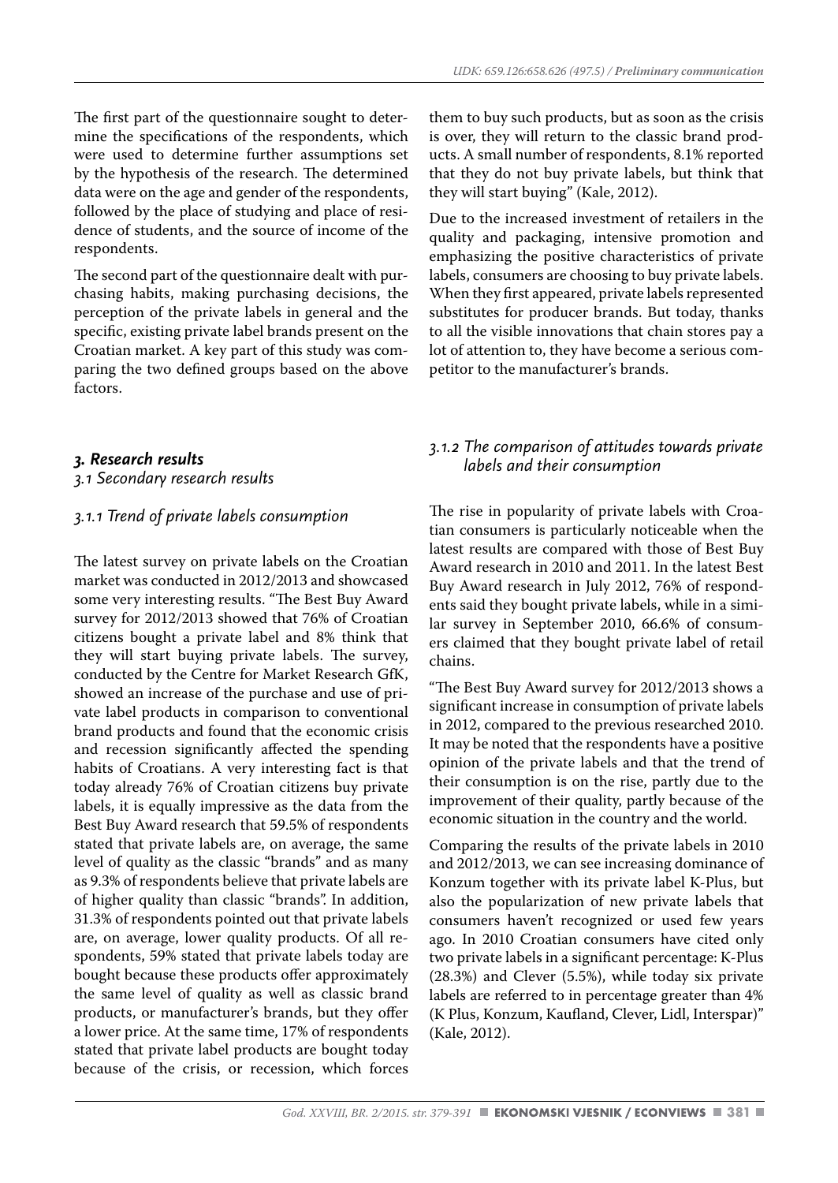The first part of the questionnaire sought to determine the specifications of the respondents, which were used to determine further assumptions set by the hypothesis of the research. The determined data were on the age and gender of the respondents, followed by the place of studying and place of residence of students, and the source of income of the respondents.

The second part of the questionnaire dealt with purchasing habits, making purchasing decisions, the perception of the private labels in general and the specific, existing private label brands present on the Croatian market. A key part of this study was comparing the two defined groups based on the above factors.

## *3. Research results*

### *3.1 Secondary research results*

#### *3.1.1 Trend of private labels consumption*

The latest survey on private labels on the Croatian market was conducted in 2012/2013 and showcased some very interesting results. "The Best Buy Award survey for 2012/2013 showed that 76% of Croatian citizens bought a private label and 8% think that they will start buying private labels. The survey, conducted by the Centre for Market Research GfK, showed an increase of the purchase and use of private label products in comparison to conventional brand products and found that the economic crisis and recession significantly affected the spending habits of Croatians. A very interesting fact is that today already 76% of Croatian citizens buy private labels, it is equally impressive as the data from the Best Buy Award research that 59.5% of respondents stated that private labels are, on average, the same level of quality as the classic "brands" and as many as 9.3% of respondents believe that private labels are of higher quality than classic "brands". In addition, 31.3% of respondents pointed out that private labels are, on average, lower quality products. Of all respondents, 59% stated that private labels today are bought because these products offer approximately the same level of quality as well as classic brand products, or manufacturer's brands, but they offer a lower price. At the same time, 17% of respondents stated that private label products are bought today because of the crisis, or recession, which forces them to buy such products, but as soon as the crisis is over, they will return to the classic brand products. A small number of respondents, 8.1% reported that they do not buy private labels, but think that they will start buying" (Kale, 2012).

Due to the increased investment of retailers in the quality and packaging, intensive promotion and emphasizing the positive characteristics of private labels, consumers are choosing to buy private labels. When they first appeared, private labels represented substitutes for producer brands. But today, thanks to all the visible innovations that chain stores pay a lot of attention to, they have become a serious competitor to the manufacturer's brands.

#### *3.1.2 The comparison of attitudes towards private labels and their consumption*

The rise in popularity of private labels with Croatian consumers is particularly noticeable when the latest results are compared with those of Best Buy Award research in 2010 and 2011. In the latest Best Buy Award research in July 2012, 76% of respondents said they bought private labels, while in a similar survey in September 2010, 66.6% of consumers claimed that they bought private label of retail chains.

"The Best Buy Award survey for 2012/2013 shows a significant increase in consumption of private labels in 2012, compared to the previous researched 2010. It may be noted that the respondents have a positive opinion of the private labels and that the trend of their consumption is on the rise, partly due to the improvement of their quality, partly because of the economic situation in the country and the world.

Comparing the results of the private labels in 2010 and 2012/2013, we can see increasing dominance of Konzum together with its private label K-Plus, but also the popularization of new private labels that consumers haven't recognized or used few years ago. In 2010 Croatian consumers have cited only two private labels in a significant percentage: K-Plus (28.3%) and Clever (5.5%), while today six private labels are referred to in percentage greater than 4% (K Plus, Konzum, Kaufland, Clever, Lidl, Interspar)" (Kale, 2012).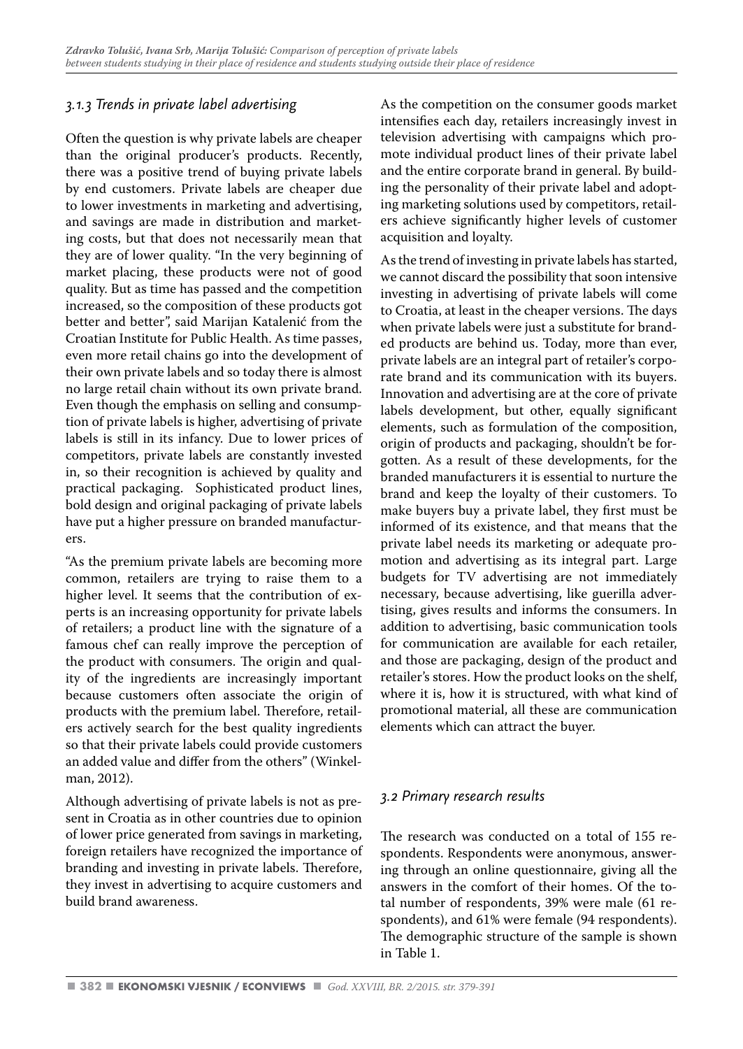### 3.1.3 Trends in private label advertising

Often the question is why private labels are cheaper than the original producer's products. Recently, there was a positive trend of buying private labels by end customers. Private labels are cheaper due to lower investments in marketing and advertising, and savings are made in distribution and marketing costs, but that does not necessarily mean that they are of lower quality. "In the very beginning of market placing, these products were not of good quality. But as time has passed and the competition increased, so the composition of these products got better and better", said Marijan Katalenić from the Croatian Institute for Public Health. As time passes, even more retail chains go into the development of their own private labels and so today there is almost no large retail chain without its own private brand. Even though the emphasis on selling and consumption of private labels is higher, advertising of private labels is still in its infancy. Due to lower prices of competitors, private labels are constantly invested in, so their recognition is achieved by quality and practical packaging. Sophisticated product lines, bold design and original packaging of private labels have put a higher pressure on branded manufacturers.

"As the premium private labels are becoming more common, retailers are trying to raise them to a higher level. It seems that the contribution of experts is an increasing opportunity for private labels of retailers; a product line with the signature of a famous chef can really improve the perception of the product with consumers. The origin and quality of the ingredients are increasingly important because customers often associate the origin of products with the premium label. Therefore, retailers actively search for the best quality ingredients so that their private labels could provide customers an added value and differ from the others" (Winkelman, 2012).

Although advertising of private labels is not as present in Croatia as in other countries due to opinion of lower price generated from savings in marketing, foreign retailers have recognized the importance of branding and investing in private labels. Therefore, they invest in advertising to acquire customers and build brand awareness.

As the competition on the consumer goods market intensifies each day, retailers increasingly invest in television advertising with campaigns which promote individual product lines of their private label and the entire corporate brand in general. By building the personality of their private label and adopting marketing solutions used by competitors, retailers achieve significantly higher levels of customer acquisition and loyalty.

As the trend of investing in private labels has started, we cannot discard the possibility that soon intensive investing in advertising of private labels will come to Croatia, at least in the cheaper versions. The days when private labels were just a substitute for branded products are behind us. Today, more than ever, private labels are an integral part of retailer's corporate brand and its communication with its buyers. Innovation and advertising are at the core of private labels development, but other, equally significant elements, such as formulation of the composition, origin of products and packaging, shouldn't be forgotten. As a result of these developments, for the branded manufacturers it is essential to nurture the brand and keep the loyalty of their customers. To make buyers buy a private label, they first must be informed of its existence, and that means that the private label needs its marketing or adequate promotion and advertising as its integral part. Large budgets for TV advertising are not immediately necessary, because advertising, like guerilla advertising, gives results and informs the consumers. In addition to advertising, basic communication tools for communication are available for each retailer, and those are packaging, design of the product and retailer's stores. How the product looks on the shelf, where it is, how it is structured, with what kind of promotional material, all these are communication elements which can attract the buyer.

### 3.2 Primary research results

The research was conducted on a total of 155 respondents. Respondents were anonymous, answering through an online questionnaire, giving all the answers in the comfort of their homes. Of the total number of respondents, 39% were male (61 respondents), and 61% were female (94 respondents). The demographic structure of the sample is shown in Table 1.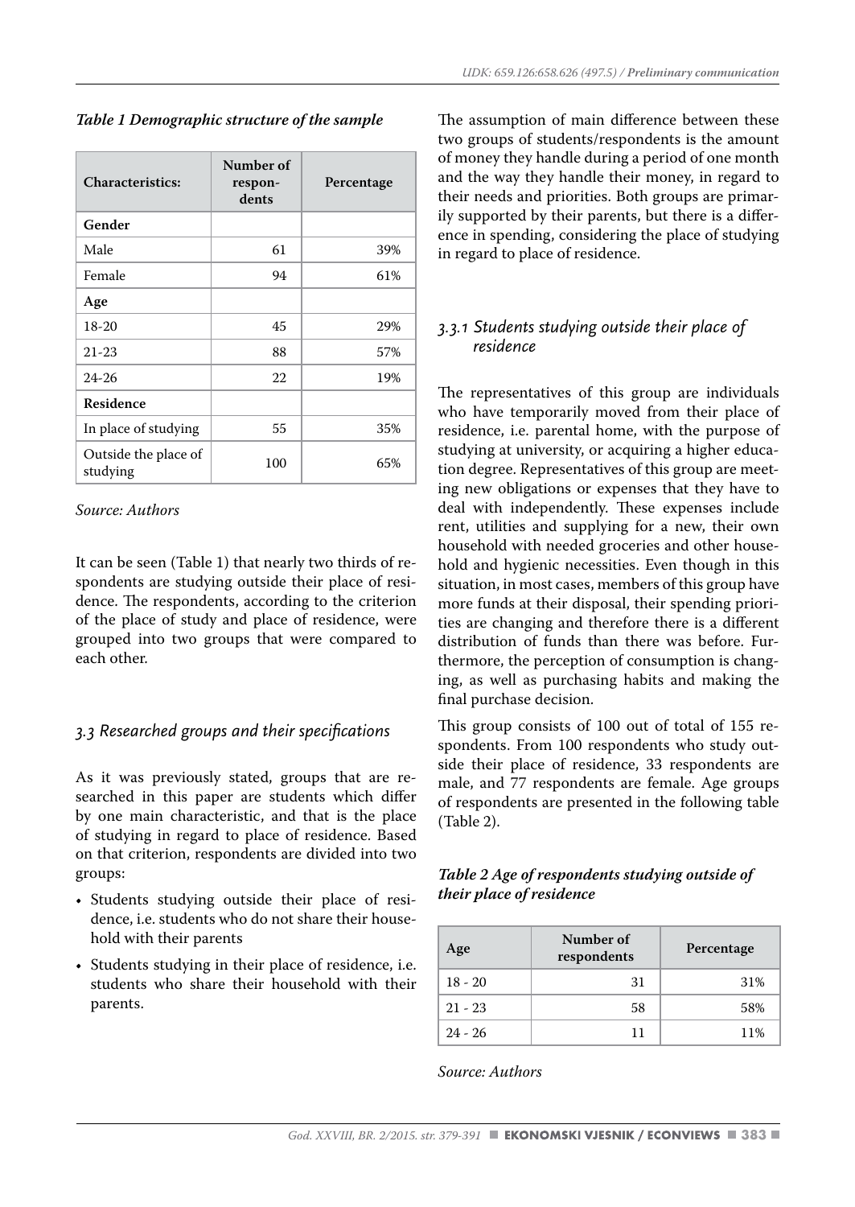*Table 1 Demographic structure of the sample*

| Characteristics: | Number of respondents | Percentage |
|---|---|---|
| **Gender** | | |
| Male | 61 | 39% |
| Female | 94 | 61% |
| **Age** | | |
| 18-20 | 45 | 29% |
| 21-23 | 88 | 57% |
| 24-26 | 22 | 19% |
| **Residence** | | |
| In place of studying | 55 | 35% |
| Outside the place of studying | 100 | 65% |

*Source: Authors*

It can be seen (Table 1) that nearly two thirds of respondents are studying outside their place of residence. The respondents, according to the criterion of the place of study and place of residence, were grouped into two groups that were compared to each other.

### *3.3 Researched groups and their specifications*

As it was previously stated, groups that are researched in this paper are students which differ by one main characteristic, and that is the place of studying in regard to place of residence. Based on that criterion, respondents are divided into two groups:

- Students studying outside their place of residence, i.e. students who do not share their household with their parents
- Students studying in their place of residence, i.e. students who share their household with their parents.

The assumption of main difference between these two groups of students/respondents is the amount of money they handle during a period of one month and the way they handle their money, in regard to their needs and priorities. Both groups are primarily supported by their parents, but there is a difference in spending, considering the place of studying in regard to place of residence.

#### *3.3.1 Students studying outside their place of residence*

The representatives of this group are individuals who have temporarily moved from their place of residence, i.e. parental home, with the purpose of studying at university, or acquiring a higher education degree. Representatives of this group are meeting new obligations or expenses that they have to deal with independently. These expenses include rent, utilities and supplying for a new, their own household with needed groceries and other household and hygienic necessities. Even though in this situation, in most cases, members of this group have more funds at their disposal, their spending priorities are changing and therefore there is a different distribution of funds than there was before. Furthermore, the perception of consumption is changing, as well as purchasing habits and making the final purchase decision.

This group consists of 100 out of total of 155 respondents. From 100 respondents who study outside their place of residence, 33 respondents are male, and 77 respondents are female. Age groups of respondents are presented in the following table (Table 2).

*Table 2 Age of respondents studying outside of their place of residence*

| Age | Number of respondents | Percentage |
|---|---|---|
| 18 - 20 | 31 | 31% |
| 21 - 23 | 58 | 58% |
| 24 - 26 | 11 | 11% |

*Source: Authors*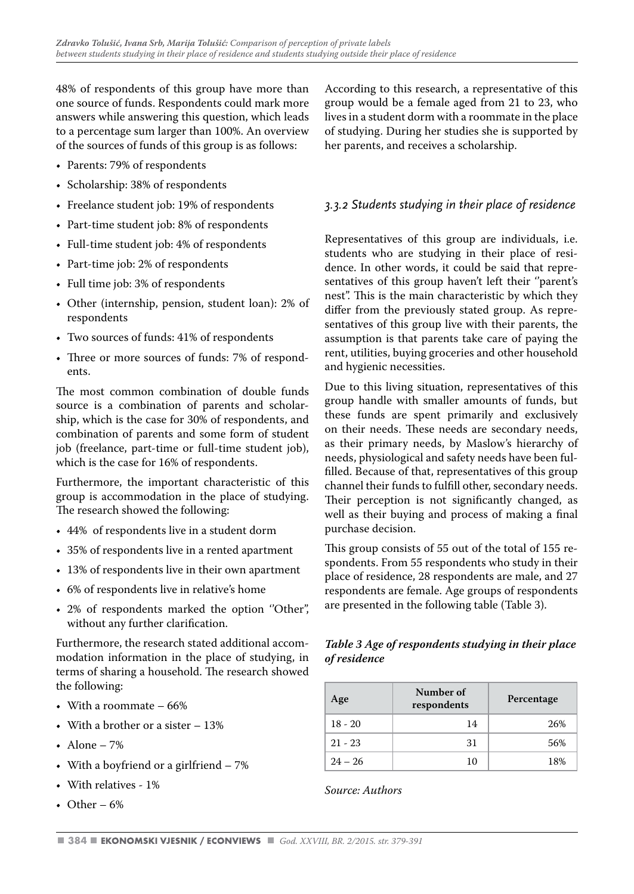48% of respondents of this group have more than one source of funds. Respondents could mark more answers while answering this question, which leads to a percentage sum larger than 100%. An overview of the sources of funds of this group is as follows:

- Parents: 79% of respondents
- Scholarship: 38% of respondents
- Freelance student job: 19% of respondents
- Part-time student job: 8% of respondents
- Full-time student job: 4% of respondents
- Part-time job: 2% of respondents
- Full time job: 3% of respondents
- Other (internship, pension, student loan): 2% of respondents
- Two sources of funds: 41% of respondents
- Three or more sources of funds: 7% of respondents.

The most common combination of double funds source is a combination of parents and scholarship, which is the case for 30% of respondents, and combination of parents and some form of student job (freelance, part-time or full-time student job), which is the case for 16% of respondents.

Furthermore, the important characteristic of this group is accommodation in the place of studying. The research showed the following:

- 44% of respondents live in a student dorm
- 35% of respondents live in a rented apartment
- 13% of respondents live in their own apartment
- 6% of respondents live in relative's home
- 2% of respondents marked the option ''Other'', without any further clarification.

Furthermore, the research stated additional accommodation information in the place of studying, in terms of sharing a household. The research showed the following:

- With a roommate – 66%
- With a brother or a sister – 13%
- Alone – 7%
- With a boyfriend or a girlfriend – 7%
- With relatives - 1%
- Other – 6%

According to this research, a representative of this group would be a female aged from 21 to 23, who lives in a student dorm with a roommate in the place of studying. During her studies she is supported by her parents, and receives a scholarship.

### *3.3.2 Students studying in their place of residence*

Representatives of this group are individuals, i.e. students who are studying in their place of residence. In other words, it could be said that representatives of this group haven't left their ''parent's nest''. This is the main characteristic by which they differ from the previously stated group. As representatives of this group live with their parents, the assumption is that parents take care of paying the rent, utilities, buying groceries and other household and hygienic necessities.

Due to this living situation, representatives of this group handle with smaller amounts of funds, but these funds are spent primarily and exclusively on their needs. These needs are secondary needs, as their primary needs, by Maslow's hierarchy of needs, physiological and safety needs have been fulfilled. Because of that, representatives of this group channel their funds to fulfill other, secondary needs. Their perception is not significantly changed, as well as their buying and process of making a final purchase decision.

This group consists of 55 out of the total of 155 respondents. From 55 respondents who study in their place of residence, 28 respondents are male, and 27 respondents are female. Age groups of respondents are presented in the following table (Table 3).

***Table 3 Age of respondents studying in their place of residence***

| Age | Number of respondents | Percentage |
|---|---|---|
| 18 - 20 | 14 | 26% |
| 21 - 23 | 31 | 56% |
| 24 – 26 | 10 | 18% |

*Source: Authors*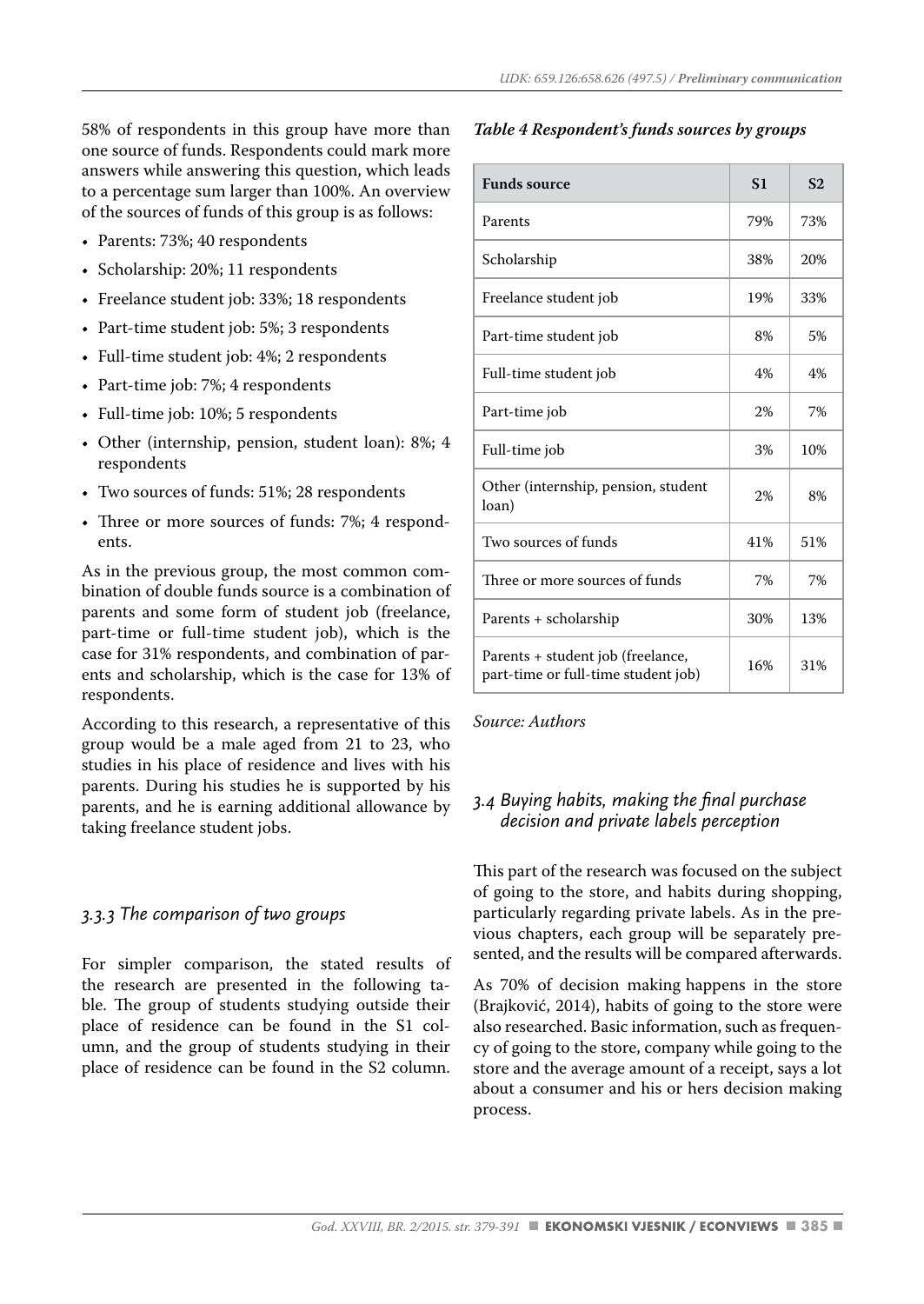58% of respondents in this group have more than one source of funds. Respondents could mark more answers while answering this question, which leads to a percentage sum larger than 100%. An overview of the sources of funds of this group is as follows:

- Parents: 73%; 40 respondents
- Scholarship: 20%; 11 respondents
- Freelance student job: 33%; 18 respondents
- Part-time student job: 5%; 3 respondents
- Full-time student job: 4%; 2 respondents
- Part-time job: 7%; 4 respondents
- Full-time job: 10%; 5 respondents
- Other (internship, pension, student loan): 8%; 4 respondents
- Two sources of funds: 51%; 28 respondents
- Three or more sources of funds: 7%; 4 respondents.

As in the previous group, the most common combination of double funds source is a combination of parents and some form of student job (freelance, part-time or full-time student job), which is the case for 31% respondents, and combination of parents and scholarship, which is the case for 13% of respondents.

According to this research, a representative of this group would be a male aged from 21 to 23, who studies in his place of residence and lives with his parents. During his studies he is supported by his parents, and he is earning additional allowance by taking freelance student jobs.

### 3.3.3 The comparison of two groups

For simpler comparison, the stated results of the research are presented in the following table. The group of students studying outside their place of residence can be found in the S1 column, and the group of students studying in their place of residence can be found in the S2 column.

***Table 4 Respondent's funds sources by groups***

| Funds source | S1 | S2 |
|---|---|---|
| Parents | 79% | 73% |
| Scholarship | 38% | 20% |
| Freelance student job | 19% | 33% |
| Part-time student job | 8% | 5% |
| Full-time student job | 4% | 4% |
| Part-time job | 2% | 7% |
| Full-time job | 3% | 10% |
| Other (internship, pension, student loan) | 2% | 8% |
| Two sources of funds | 41% | 51% |
| Three or more sources of funds | 7% | 7% |
| Parents + scholarship | 30% | 13% |
| Parents + student job (freelance, part-time or full-time student job) | 16% | 31% |

*Source: Authors*

## 3.4 Buying habits, making the final purchase decision and private labels perception

This part of the research was focused on the subject of going to the store, and habits during shopping, particularly regarding private labels. As in the previous chapters, each group will be separately presented, and the results will be compared afterwards.

As 70% of decision making happens in the store (Brajković, 2014), habits of going to the store were also researched. Basic information, such as frequency of going to the store, company while going to the store and the average amount of a receipt, says a lot about a consumer and his or hers decision making process.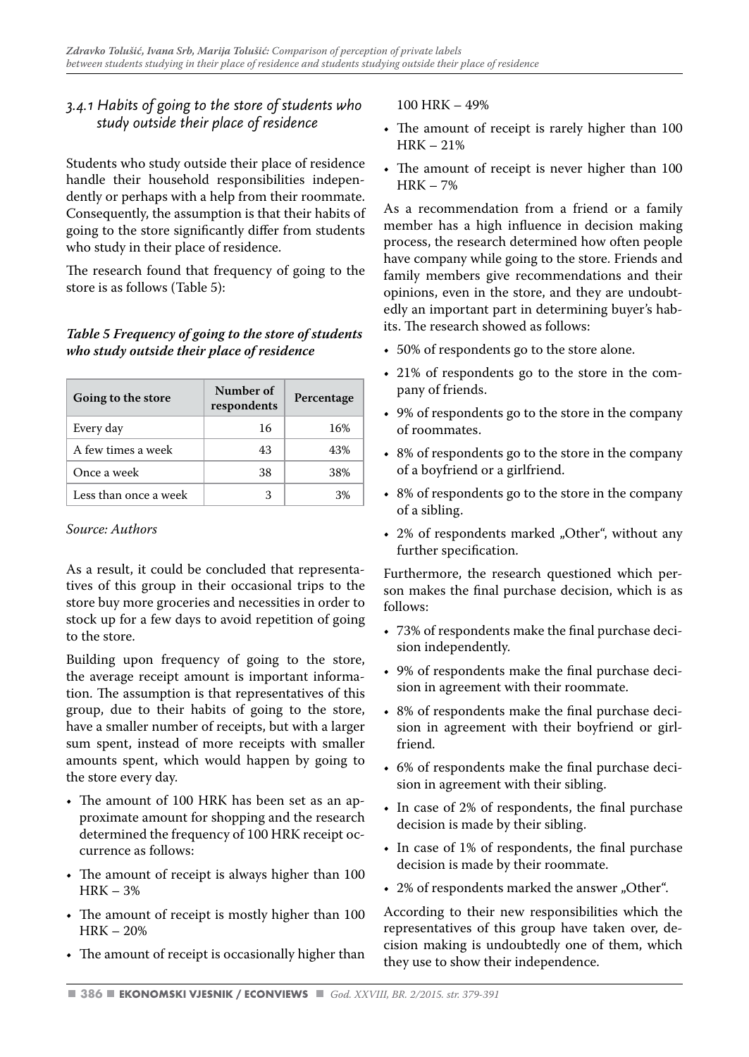### 3.4.1 Habits of going to the store of students who study outside their place of residence

Students who study outside their place of residence handle their household responsibilities independently or perhaps with a help from their roommate. Consequently, the assumption is that their habits of going to the store significantly differ from students who study in their place of residence.

The research found that frequency of going to the store is as follows (Table 5):

***Table 5 Frequency of going to the store of students who study outside their place of residence***

| Going to the store | Number of respondents | Percentage |
|---|---|---|
| Every day | 16 | 16% |
| A few times a week | 43 | 43% |
| Once a week | 38 | 38% |
| Less than once a week | 3 | 3% |

*Source: Authors*

As a result, it could be concluded that representatives of this group in their occasional trips to the store buy more groceries and necessities in order to stock up for a few days to avoid repetition of going to the store.

Building upon frequency of going to the store, the average receipt amount is important information. The assumption is that representatives of this group, due to their habits of going to the store, have a smaller number of receipts, but with a larger sum spent, instead of more receipts with smaller amounts spent, which would happen by going to the store every day.

- The amount of 100 HRK has been set as an approximate amount for shopping and the research determined the frequency of 100 HRK receipt occurrence as follows:
- The amount of receipt is always higher than 100 HRK – 3%
- The amount of receipt is mostly higher than 100 HRK – 20%
- The amount of receipt is occasionally higher than 100 HRK – 49%
- The amount of receipt is rarely higher than 100 HRK – 21%
- The amount of receipt is never higher than 100 HRK – 7%

As a recommendation from a friend or a family member has a high influence in decision making process, the research determined how often people have company while going to the store. Friends and family members give recommendations and their opinions, even in the store, and they are undoubtedly an important part in determining buyer's habits. The research showed as follows:

- 50% of respondents go to the store alone.
- 21% of respondents go to the store in the company of friends.
- 9% of respondents go to the store in the company of roommates.
- 8% of respondents go to the store in the company of a boyfriend or a girlfriend.
- 8% of respondents go to the store in the company of a sibling.
- 2% of respondents marked „Other", without any further specification.

Furthermore, the research questioned which person makes the final purchase decision, which is as follows:

- 73% of respondents make the final purchase decision independently.
- 9% of respondents make the final purchase decision in agreement with their roommate.
- 8% of respondents make the final purchase decision in agreement with their boyfriend or girlfriend.
- 6% of respondents make the final purchase decision in agreement with their sibling.
- In case of 2% of respondents, the final purchase decision is made by their sibling.
- In case of 1% of respondents, the final purchase decision is made by their roommate.
- 2% of respondents marked the answer „Other".

According to their new responsibilities which the representatives of this group have taken over, decision making is undoubtedly one of them, which they use to show their independence.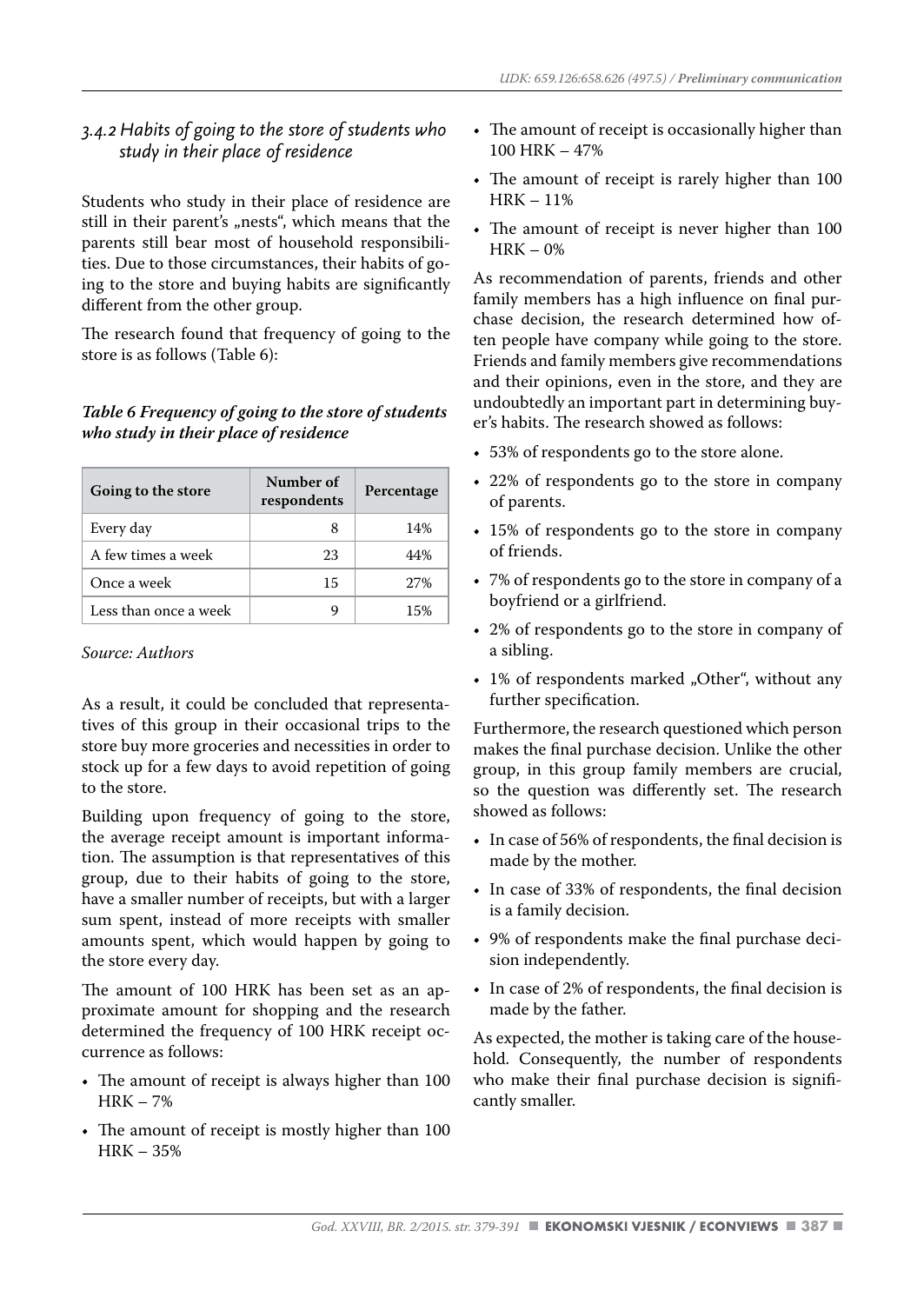### 3.4.2 Habits of going to the store of students who study in their place of residence

Students who study in their place of residence are still in their parent's „nests", which means that the parents still bear most of household responsibilities. Due to those circumstances, their habits of going to the store and buying habits are significantly different from the other group.

The research found that frequency of going to the store is as follows (Table 6):

***Table 6 Frequency of going to the store of students who study in their place of residence***

| Going to the store | Number of respondents | Percentage |
|---|---|---|
| Every day | 8 | 14% |
| A few times a week | 23 | 44% |
| Once a week | 15 | 27% |
| Less than once a week | 9 | 15% |

*Source: Authors*

As a result, it could be concluded that representatives of this group in their occasional trips to the store buy more groceries and necessities in order to stock up for a few days to avoid repetition of going to the store.

Building upon frequency of going to the store, the average receipt amount is important information. The assumption is that representatives of this group, due to their habits of going to the store, have a smaller number of receipts, but with a larger sum spent, instead of more receipts with smaller amounts spent, which would happen by going to the store every day.

The amount of 100 HRK has been set as an approximate amount for shopping and the research determined the frequency of 100 HRK receipt occurrence as follows:

- The amount of receipt is always higher than 100 HRK – 7%
- The amount of receipt is mostly higher than 100 HRK – 35%
- The amount of receipt is occasionally higher than 100 HRK – 47%
- The amount of receipt is rarely higher than 100 HRK – 11%
- The amount of receipt is never higher than 100 HRK – 0%

As recommendation of parents, friends and other family members has a high influence on final purchase decision, the research determined how often people have company while going to the store. Friends and family members give recommendations and their opinions, even in the store, and they are undoubtedly an important part in determining buyer's habits. The research showed as follows:

- 53% of respondents go to the store alone.
- 22% of respondents go to the store in company of parents.
- 15% of respondents go to the store in company of friends.
- 7% of respondents go to the store in company of a boyfriend or a girlfriend.
- 2% of respondents go to the store in company of a sibling.
- 1% of respondents marked „Other", without any further specification.

Furthermore, the research questioned which person makes the final purchase decision. Unlike the other group, in this group family members are crucial, so the question was differently set. The research showed as follows:

- In case of 56% of respondents, the final decision is made by the mother.
- In case of 33% of respondents, the final decision is a family decision.
- 9% of respondents make the final purchase decision independently.
- In case of 2% of respondents, the final decision is made by the father.

As expected, the mother is taking care of the household. Consequently, the number of respondents who make their final purchase decision is significantly smaller.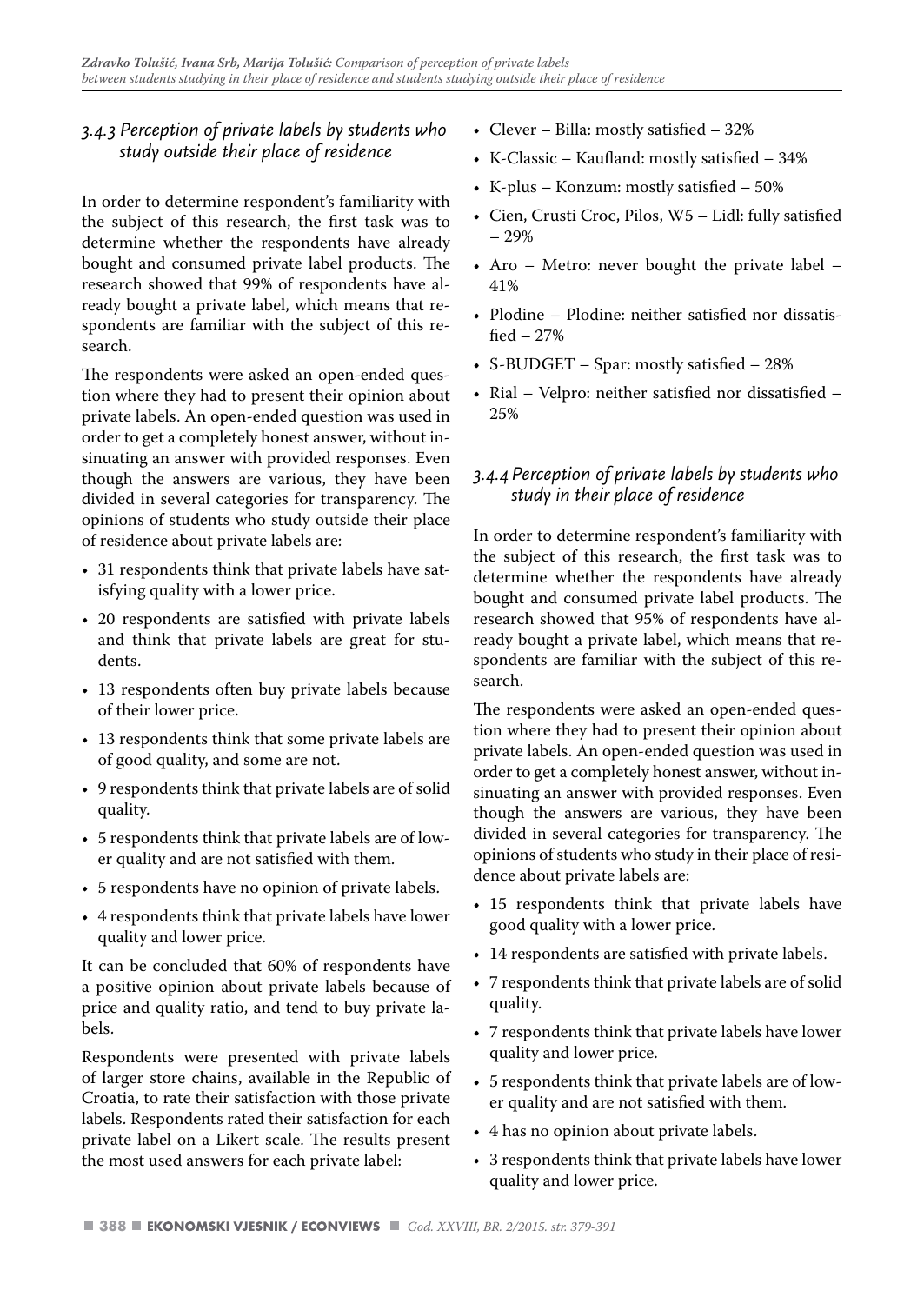### 3.4.3 Perception of private labels by students who study outside their place of residence

In order to determine respondent's familiarity with the subject of this research, the first task was to determine whether the respondents have already bought and consumed private label products. The research showed that 99% of respondents have already bought a private label, which means that respondents are familiar with the subject of this research.

The respondents were asked an open-ended question where they had to present their opinion about private labels. An open-ended question was used in order to get a completely honest answer, without insinuating an answer with provided responses. Even though the answers are various, they have been divided in several categories for transparency. The opinions of students who study outside their place of residence about private labels are:

- 31 respondents think that private labels have satisfying quality with a lower price.
- 20 respondents are satisfied with private labels and think that private labels are great for students.
- 13 respondents often buy private labels because of their lower price.
- 13 respondents think that some private labels are of good quality, and some are not.
- 9 respondents think that private labels are of solid quality.
- 5 respondents think that private labels are of lower quality and are not satisfied with them.
- 5 respondents have no opinion of private labels.
- 4 respondents think that private labels have lower quality and lower price.

It can be concluded that 60% of respondents have a positive opinion about private labels because of price and quality ratio, and tend to buy private labels.

Respondents were presented with private labels of larger store chains, available in the Republic of Croatia, to rate their satisfaction with those private labels. Respondents rated their satisfaction for each private label on a Likert scale. The results present the most used answers for each private label:

- Clever – Billa: mostly satisfied – 32%
- K-Classic – Kaufland: mostly satisfied – 34%
- K-plus – Konzum: mostly satisfied – 50%
- Cien, Crusti Croc, Pilos, W5 – Lidl: fully satisfied – 29%
- Aro – Metro: never bought the private label – 41%
- Plodine – Plodine: neither satisfied nor dissatisfied – 27%
- S-BUDGET – Spar: mostly satisfied – 28%
- Rial – Velpro: neither satisfied nor dissatisfied – 25%

### 3.4.4 Perception of private labels by students who study in their place of residence

In order to determine respondent's familiarity with the subject of this research, the first task was to determine whether the respondents have already bought and consumed private label products. The research showed that 95% of respondents have already bought a private label, which means that respondents are familiar with the subject of this research.

The respondents were asked an open-ended question where they had to present their opinion about private labels. An open-ended question was used in order to get a completely honest answer, without insinuating an answer with provided responses. Even though the answers are various, they have been divided in several categories for transparency. The opinions of students who study in their place of residence about private labels are:

- 15 respondents think that private labels have good quality with a lower price.
- 14 respondents are satisfied with private labels.
- 7 respondents think that private labels are of solid quality.
- 7 respondents think that private labels have lower quality and lower price.
- 5 respondents think that private labels are of lower quality and are not satisfied with them.
- 4 has no opinion about private labels.
- 3 respondents think that private labels have lower quality and lower price.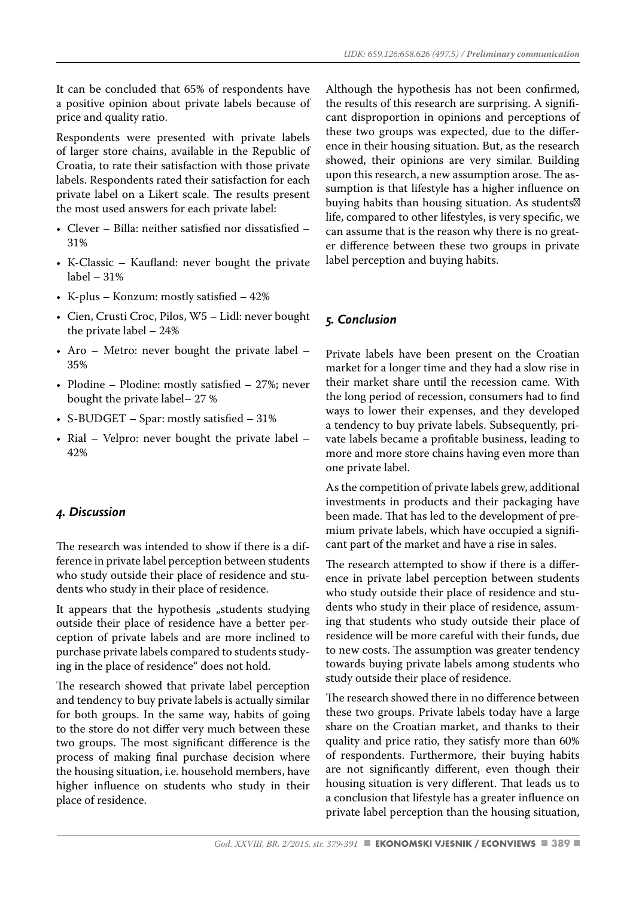It can be concluded that 65% of respondents have a positive opinion about private labels because of price and quality ratio.

Respondents were presented with private labels of larger store chains, available in the Republic of Croatia, to rate their satisfaction with those private labels. Respondents rated their satisfaction for each private label on a Likert scale. The results present the most used answers for each private label:

- Clever – Billa: neither satisfied nor dissatisfied – 31%
- K-Classic – Kaufland: never bought the private label – 31%
- K-plus – Konzum: mostly satisfied – 42%
- Cien, Crusti Croc, Pilos, W5 – Lidl: never bought the private label – 24%
- Aro – Metro: never bought the private label – 35%
- Plodine – Plodine: mostly satisfied – 27%; never bought the private label– 27 %
- S-BUDGET – Spar: mostly satisfied – 31%
- Rial – Velpro: never bought the private label – 42%

## 4. Discussion

The research was intended to show if there is a difference in private label perception between students who study outside their place of residence and students who study in their place of residence.

It appears that the hypothesis „students studying outside their place of residence have a better perception of private labels and are more inclined to purchase private labels compared to students studying in the place of residence" does not hold.

The research showed that private label perception and tendency to buy private labels is actually similar for both groups. In the same way, habits of going to the store do not differ very much between these two groups. The most significant difference is the process of making final purchase decision where the housing situation, i.e. household members, have higher influence on students who study in their place of residence.

Although the hypothesis has not been confirmed, the results of this research are surprising. A significant disproportion in opinions and perceptions of these two groups was expected, due to the difference in their housing situation. But, as the research showed, their opinions are very similar. Building upon this research, a new assumption arose. The assumption is that lifestyle has a higher influence on buying habits than housing situation. As students' life, compared to other lifestyles, is very specific, we can assume that is the reason why there is no greater difference between these two groups in private label perception and buying habits.

## 5. Conclusion

Private labels have been present on the Croatian market for a longer time and they had a slow rise in their market share until the recession came. With the long period of recession, consumers had to find ways to lower their expenses, and they developed a tendency to buy private labels. Subsequently, private labels became a profitable business, leading to more and more store chains having even more than one private label.

As the competition of private labels grew, additional investments in products and their packaging have been made. That has led to the development of premium private labels, which have occupied a significant part of the market and have a rise in sales.

The research attempted to show if there is a difference in private label perception between students who study outside their place of residence and students who study in their place of residence, assuming that students who study outside their place of residence will be more careful with their funds, due to new costs. The assumption was greater tendency towards buying private labels among students who study outside their place of residence.

The research showed there in no difference between these two groups. Private labels today have a large share on the Croatian market, and thanks to their quality and price ratio, they satisfy more than 60% of respondents. Furthermore, their buying habits are not significantly different, even though their housing situation is very different. That leads us to a conclusion that lifestyle has a greater influence on private label perception than the housing situation,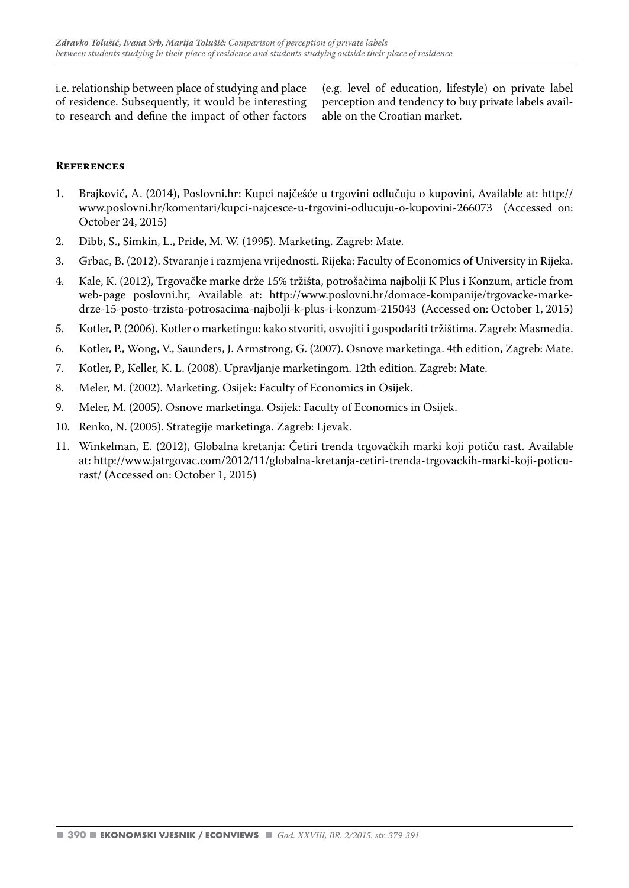i.e. relationship between place of studying and place of residence. Subsequently, it would be interesting to research and define the impact of other factors (e.g. level of education, lifestyle) on private label perception and tendency to buy private labels available on the Croatian market.

## References

1. Brajković, A. (2014), Poslovni.hr: Kupci najčešće u trgovini odlučuju o kupovini, Available at: http://www.poslovni.hr/komentari/kupci-najcesce-u-trgovini-odlucuju-o-kupovini-266073 (Accessed on: October 24, 2015)
2. Dibb, S., Simkin, L., Pride, M. W. (1995). Marketing. Zagreb: Mate.
3. Grbac, B. (2012). Stvaranje i razmjena vrijednosti. Rijeka: Faculty of Economics of University in Rijeka.
4. Kale, K. (2012), Trgovačke marke drže 15% tržišta, potrošačima najbolji K Plus i Konzum, article from web-page poslovni.hr, Available at: http://www.poslovni.hr/domace-kompanije/trgovacke-marke-drze-15-posto-trzista-potrosacima-najbolji-k-plus-i-konzum-215043 (Accessed on: October 1, 2015)
5. Kotler, P. (2006). Kotler o marketingu: kako stvoriti, osvojiti i gospodariti tržištima. Zagreb: Masmedia.
6. Kotler, P., Wong, V., Saunders, J. Armstrong, G. (2007). Osnove marketinga. 4th edition, Zagreb: Mate.
7. Kotler, P., Keller, K. L. (2008). Upravljanje marketingom. 12th edition. Zagreb: Mate.
8. Meler, M. (2002). Marketing. Osijek: Faculty of Economics in Osijek.
9. Meler, M. (2005). Osnove marketinga. Osijek: Faculty of Economics in Osijek.
10. Renko, N. (2005). Strategije marketinga. Zagreb: Ljevak.
11. Winkelman, E. (2012), Globalna kretanja: Četiri trenda trgovačkih marki koji potiču rast. Available at: http://www.jatrgovac.com/2012/11/globalna-kretanja-cetiri-trenda-trgovackih-marki-koji-poticu-rast/ (Accessed on: October 1, 2015)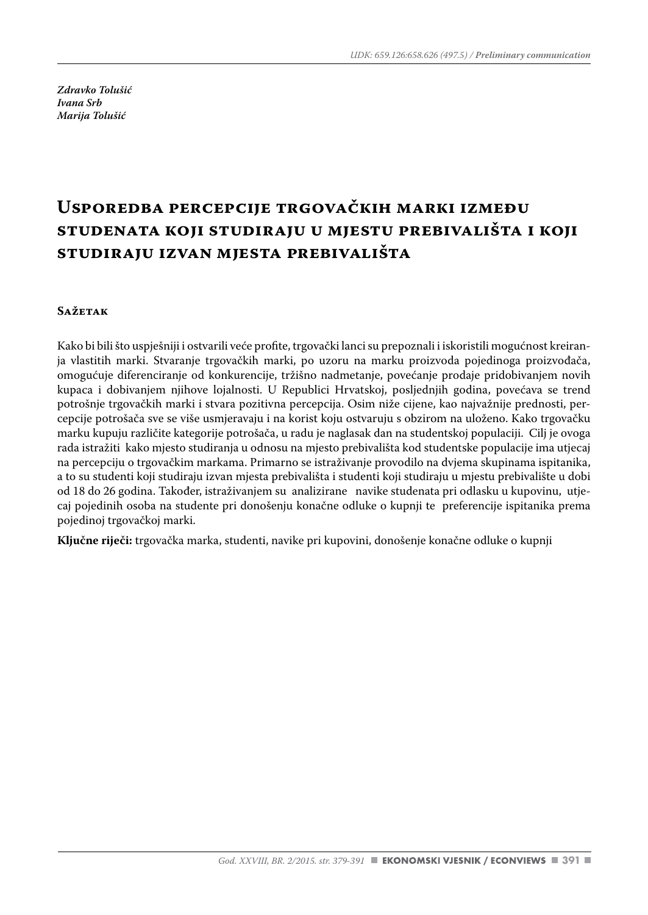*Zdravko Tolušić*
*Ivana Srb*
*Marija Tolušić*

# Usporedba percepcije trgovačkih marki između studenata koji studiraju u mjestu prebivališta i koji studiraju izvan mjesta prebivališta

## Sažetak

Kako bi bili što uspješniji i ostvarili veće profite, trgovački lanci su prepoznali i iskoristili mogućnost kreiranja vlastitih marki. Stvaranje trgovačkih marki, po uzoru na marku proizvoda pojedinoga proizvođača, omogućuje diferenciranje od konkurencije, tržišno nadmetanje, povećanje prodaje pridobivanjem novih kupaca i dobivanjem njihove lojalnosti. U Republici Hrvatskoj, posljednjih godina, povećava se trend potrošnje trgovačkih marki i stvara pozitivna percepcija. Osim niže cijene, kao najvažnije prednosti, percepcije potrošača sve se više usmjeravaju i na korist koju ostvaruju s obzirom na uloženo. Kako trgovačku marku kupuju različite kategorije potrošača, u radu je naglasak dan na studentskoj populaciji. Cilj je ovoga rada istražiti kako mjesto studiranja u odnosu na mjesto prebivališta kod studentske populacije ima utjecaj na percepciju o trgovačkim markama. Primarno se istraživanje provodilo na dvjema skupinama ispitanika, a to su studenti koji studiraju izvan mjesta prebivališta i studenti koji studiraju u mjestu prebivalište u dobi od 18 do 26 godina. Također, istraživanjem su analizirane navike studenata pri odlasku u kupovinu, utjecaj pojedinih osoba na studente pri donošenju konačne odluke o kupnji te preferencije ispitanika prema pojedinoj trgovačkoj marki.

**Ključne riječi:** trgovačka marka, studenti, navike pri kupovini, donošenje konačne odluke o kupnji